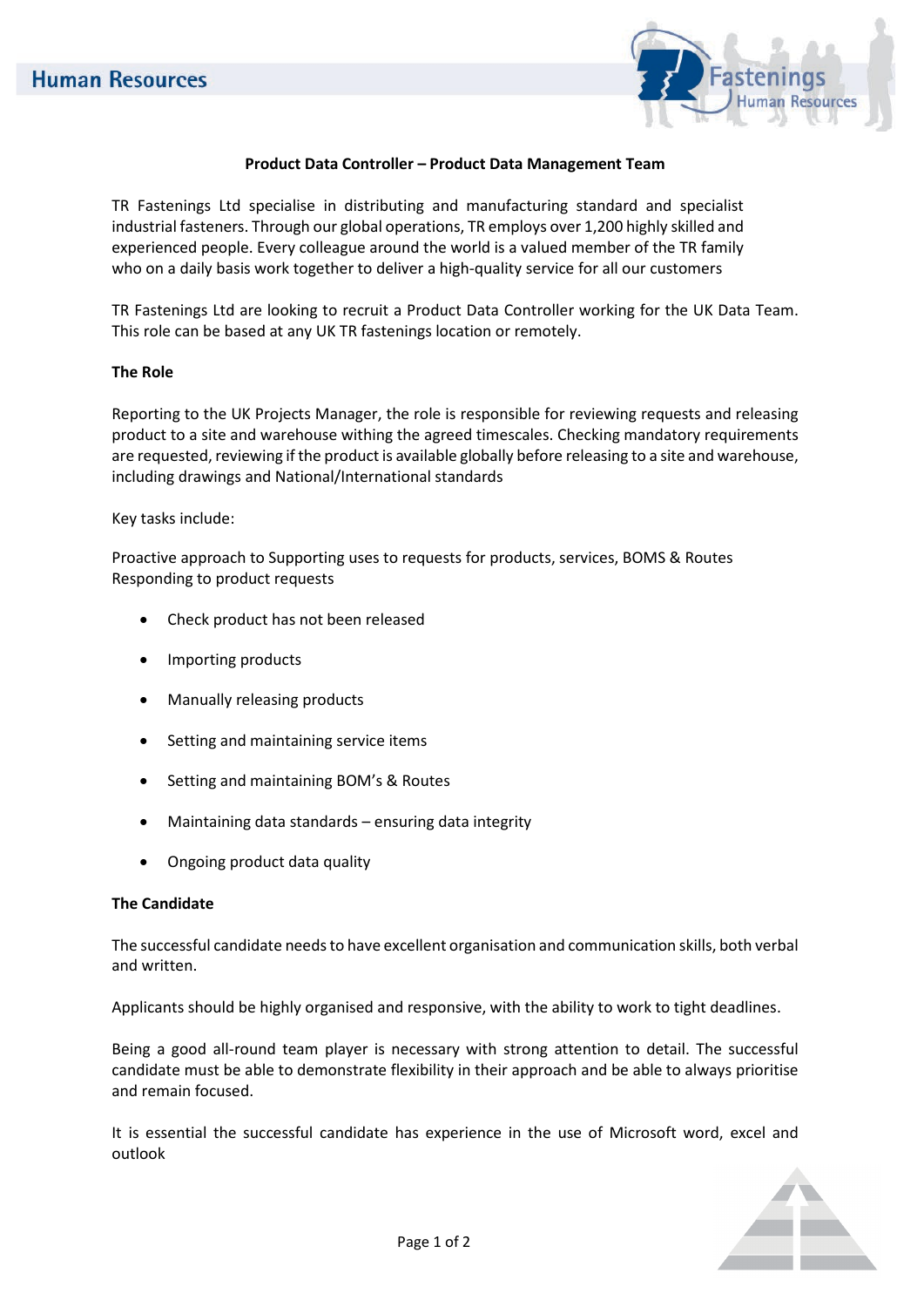# Product Data Controller – Product Data Management Team

TR Fastenings Ltd specialise in distributing and manufacturing standard and specialist industrial fasteners. Through our global operations, TR employs over 1,200 highly skilled and experienced people. Every colleague around the world is a valued member of the TR family who on a daily basis work together to deliver a high-quality service for all our customers

TR Fastenings Ltd are looking to recruit a Product Data Controller working for the UK Data Team. This role can be based at any UK TR fastenings location or remotely.

## The Role

Reporting to the UK Projects Manager, the role is responsible for reviewing requests and releasing product to a site and warehouse withing the agreed timescales. Checking mandatory requirements are requested, reviewing if the product is available globally before releasing to a site and warehouse, including drawings and National/International standards

Key tasks include:

Proactive approach to Supporting uses to requests for products, services, BOMS & Routes
Responding to product requests

- Check product has not been released
- Importing products
- Manually releasing products
- Setting and maintaining service items
- Setting and maintaining BOM's & Routes
- Maintaining data standards – ensuring data integrity
- Ongoing product data quality

## The Candidate

The successful candidate needs to have excellent organisation and communication skills, both verbal and written.

Applicants should be highly organised and responsive, with the ability to work to tight deadlines.

Being a good all-round team player is necessary with strong attention to detail. The successful candidate must be able to demonstrate flexibility in their approach and be able to always prioritise and remain focused.

It is essential the successful candidate has experience in the use of Microsoft word, excel and outlook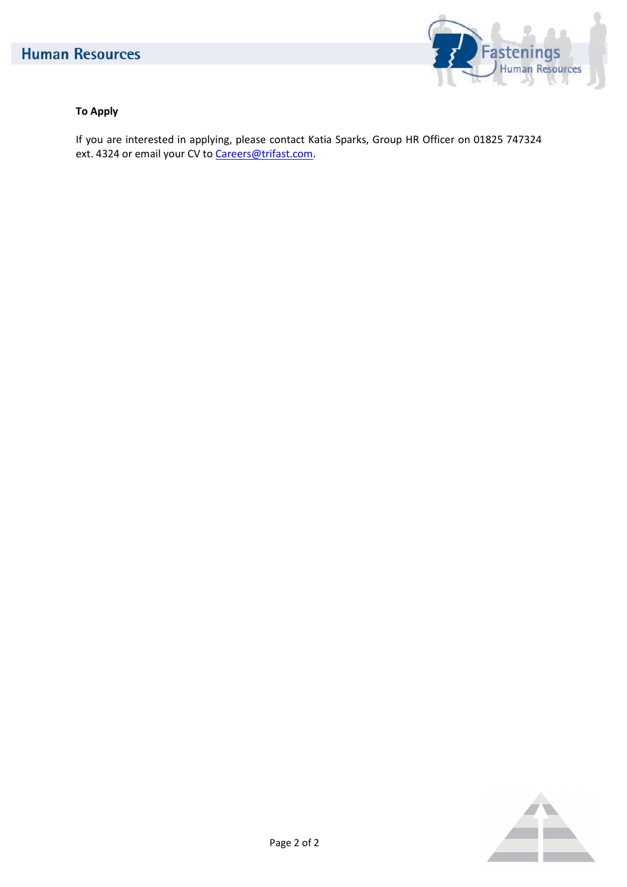**To Apply**

If you are interested in applying, please contact Katia Sparks, Group HR Officer on 01825 747324 ext. 4324 or email your CV to Careers@trifast.com.